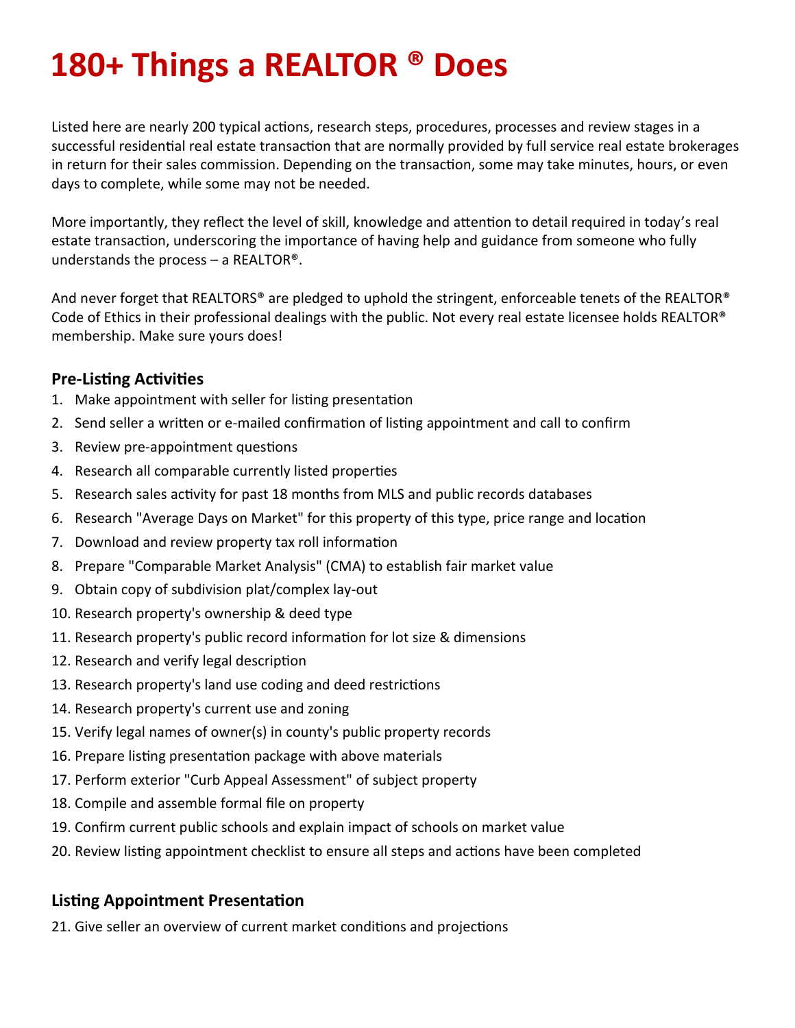# 180+ Things a REALTOR ® Does

Listed here are nearly 200 typical actions, research steps, procedures, processes and review stages in a successful residential real estate transaction that are normally provided by full service real estate brokerages in return for their sales commission. Depending on the transaction, some may take minutes, hours, or even days to complete, while some may not be needed.

More importantly, they reflect the level of skill, knowledge and attention to detail required in today's real estate transaction, underscoring the importance of having help and guidance from someone who fully understands the process – a REALTOR®.

And never forget that REALTORS® are pledged to uphold the stringent, enforceable tenets of the REALTOR® Code of Ethics in their professional dealings with the public. Not every real estate licensee holds REALTOR® membership. Make sure yours does!

### Pre-Listing Activities

1. Make appointment with seller for listing presentation
2. Send seller a written or e-mailed confirmation of listing appointment and call to confirm
3. Review pre-appointment questions
4. Research all comparable currently listed properties
5. Research sales activity for past 18 months from MLS and public records databases
6. Research "Average Days on Market" for this property of this type, price range and location
7. Download and review property tax roll information
8. Prepare "Comparable Market Analysis" (CMA) to establish fair market value
9. Obtain copy of subdivision plat/complex lay-out
10. Research property's ownership & deed type
11. Research property's public record information for lot size & dimensions
12. Research and verify legal description
13. Research property's land use coding and deed restrictions
14. Research property's current use and zoning
15. Verify legal names of owner(s) in county's public property records
16. Prepare listing presentation package with above materials
17. Perform exterior "Curb Appeal Assessment" of subject property
18. Compile and assemble formal file on property
19. Confirm current public schools and explain impact of schools on market value
20. Review listing appointment checklist to ensure all steps and actions have been completed

### Listing Appointment Presentation

21. Give seller an overview of current market conditions and projections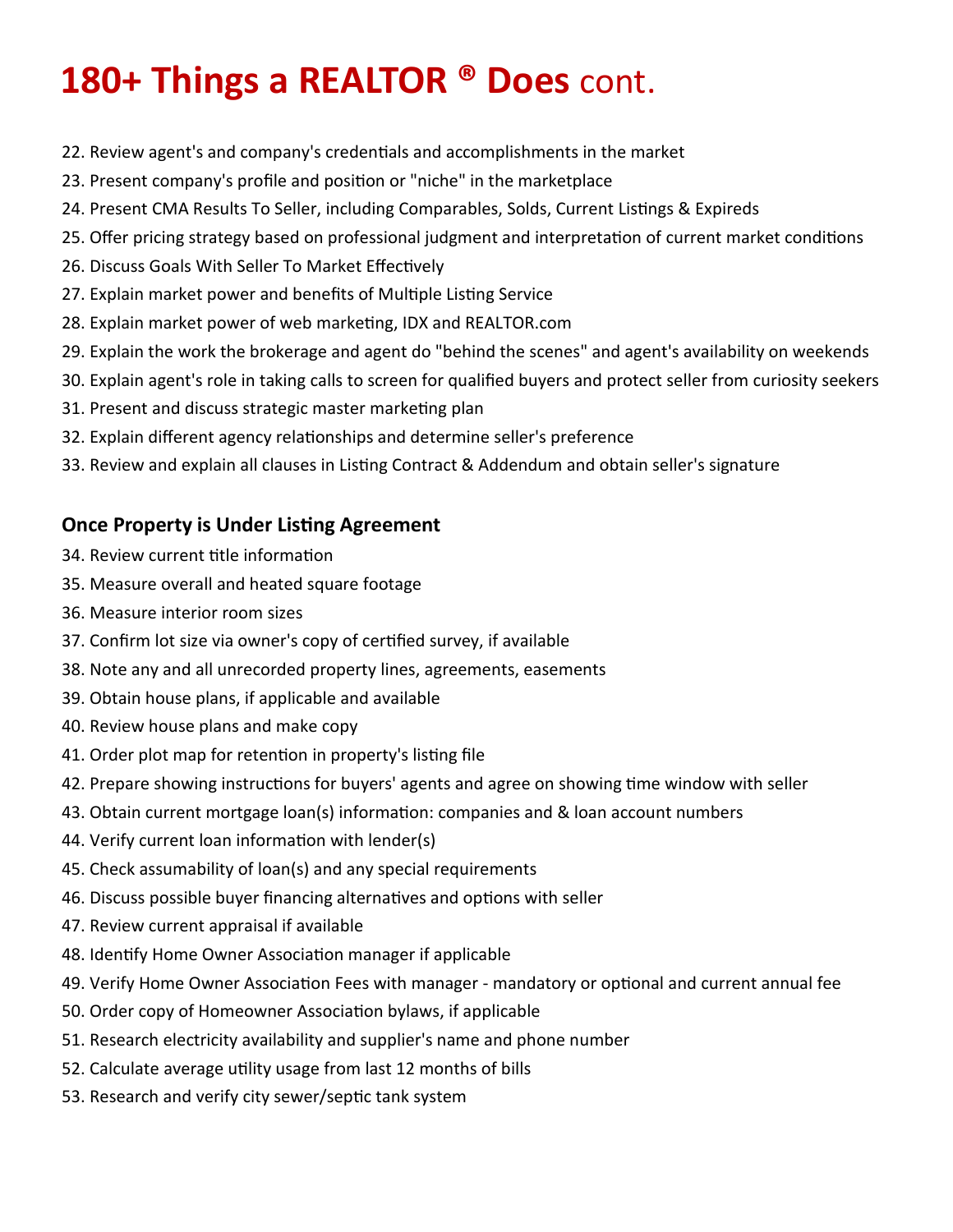# **180+ Things a REALTOR ® Does** cont.

22. Review agent's and company's credentials and accomplishments in the market
23. Present company's profile and position or "niche" in the marketplace
24. Present CMA Results To Seller, including Comparables, Solds, Current Listings & Expireds
25. Offer pricing strategy based on professional judgment and interpretation of current market conditions
26. Discuss Goals With Seller To Market Effectively
27. Explain market power and benefits of Multiple Listing Service
28. Explain market power of web marketing, IDX and REALTOR.com
29. Explain the work the brokerage and agent do "behind the scenes" and agent's availability on weekends
30. Explain agent's role in taking calls to screen for qualified buyers and protect seller from curiosity seekers
31. Present and discuss strategic master marketing plan
32. Explain different agency relationships and determine seller's preference
33. Review and explain all clauses in Listing Contract & Addendum and obtain seller's signature

### Once Property is Under Listing Agreement

34. Review current title information
35. Measure overall and heated square footage
36. Measure interior room sizes
37. Confirm lot size via owner's copy of certified survey, if available
38. Note any and all unrecorded property lines, agreements, easements
39. Obtain house plans, if applicable and available
40. Review house plans and make copy
41. Order plot map for retention in property's listing file
42. Prepare showing instructions for buyers' agents and agree on showing time window with seller
43. Obtain current mortgage loan(s) information: companies and & loan account numbers
44. Verify current loan information with lender(s)
45. Check assumability of loan(s) and any special requirements
46. Discuss possible buyer financing alternatives and options with seller
47. Review current appraisal if available
48. Identify Home Owner Association manager if applicable
49. Verify Home Owner Association Fees with manager - mandatory or optional and current annual fee
50. Order copy of Homeowner Association bylaws, if applicable
51. Research electricity availability and supplier's name and phone number
52. Calculate average utility usage from last 12 months of bills
53. Research and verify city sewer/septic tank system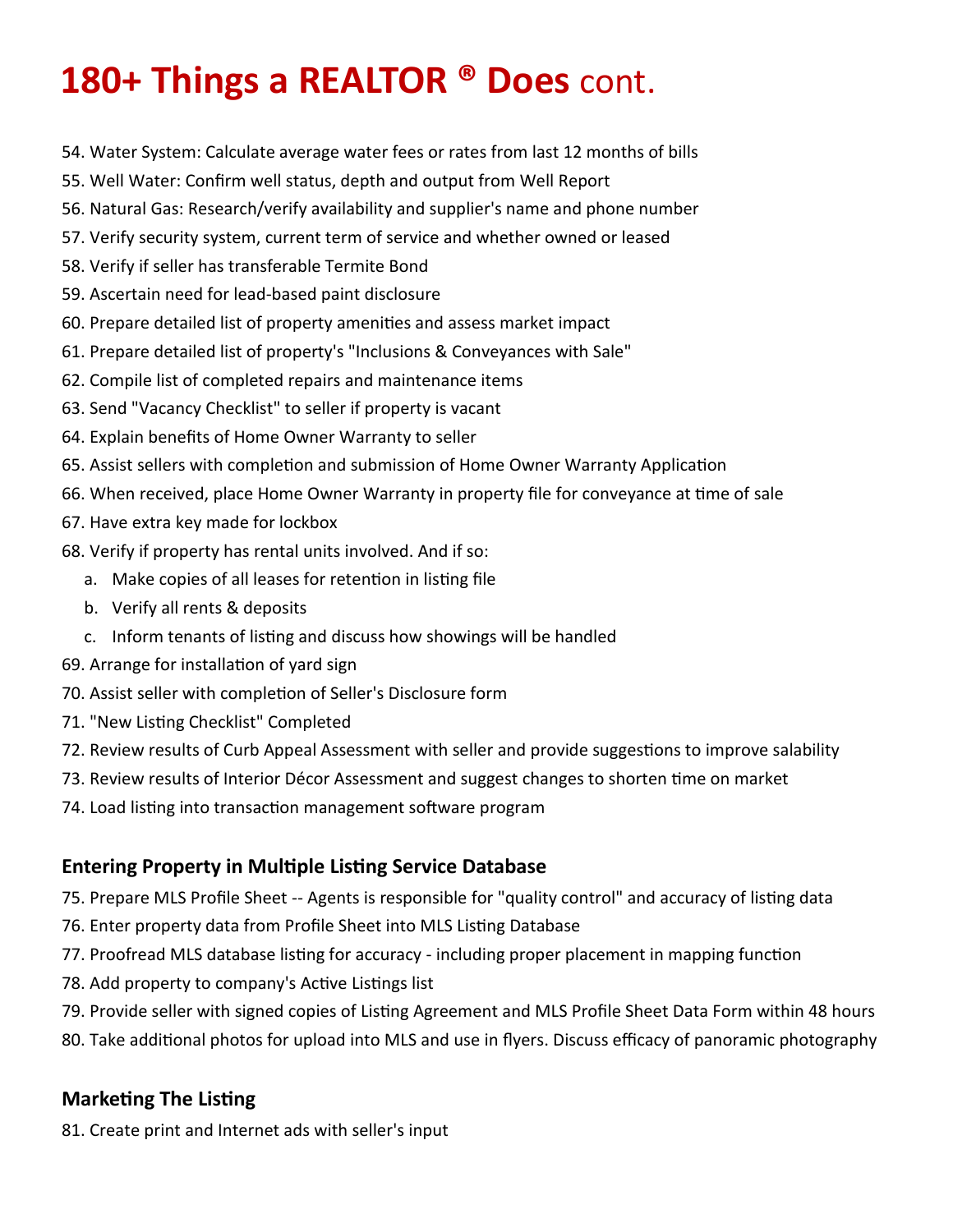# 180+ Things a REALTOR ® Does cont.

54. Water System: Calculate average water fees or rates from last 12 months of bills
55. Well Water: Confirm well status, depth and output from Well Report
56. Natural Gas: Research/verify availability and supplier's name and phone number
57. Verify security system, current term of service and whether owned or leased
58. Verify if seller has transferable Termite Bond
59. Ascertain need for lead-based paint disclosure
60. Prepare detailed list of property amenities and assess market impact
61. Prepare detailed list of property's "Inclusions & Conveyances with Sale"
62. Compile list of completed repairs and maintenance items
63. Send "Vacancy Checklist" to seller if property is vacant
64. Explain benefits of Home Owner Warranty to seller
65. Assist sellers with completion and submission of Home Owner Warranty Application
66. When received, place Home Owner Warranty in property file for conveyance at time of sale
67. Have extra key made for lockbox
68. Verify if property has rental units involved. And if so:
    a. Make copies of all leases for retention in listing file
    b. Verify all rents & deposits
    c. Inform tenants of listing and discuss how showings will be handled
69. Arrange for installation of yard sign
70. Assist seller with completion of Seller's Disclosure form
71. "New Listing Checklist" Completed
72. Review results of Curb Appeal Assessment with seller and provide suggestions to improve salability
73. Review results of Interior Décor Assessment and suggest changes to shorten time on market
74. Load listing into transaction management software program

### Entering Property in Multiple Listing Service Database

75. Prepare MLS Profile Sheet -- Agents is responsible for "quality control" and accuracy of listing data
76. Enter property data from Profile Sheet into MLS Listing Database
77. Proofread MLS database listing for accuracy - including proper placement in mapping function
78. Add property to company's Active Listings list
79. Provide seller with signed copies of Listing Agreement and MLS Profile Sheet Data Form within 48 hours
80. Take additional photos for upload into MLS and use in flyers. Discuss efficacy of panoramic photography

### Marketing The Listing

81. Create print and Internet ads with seller's input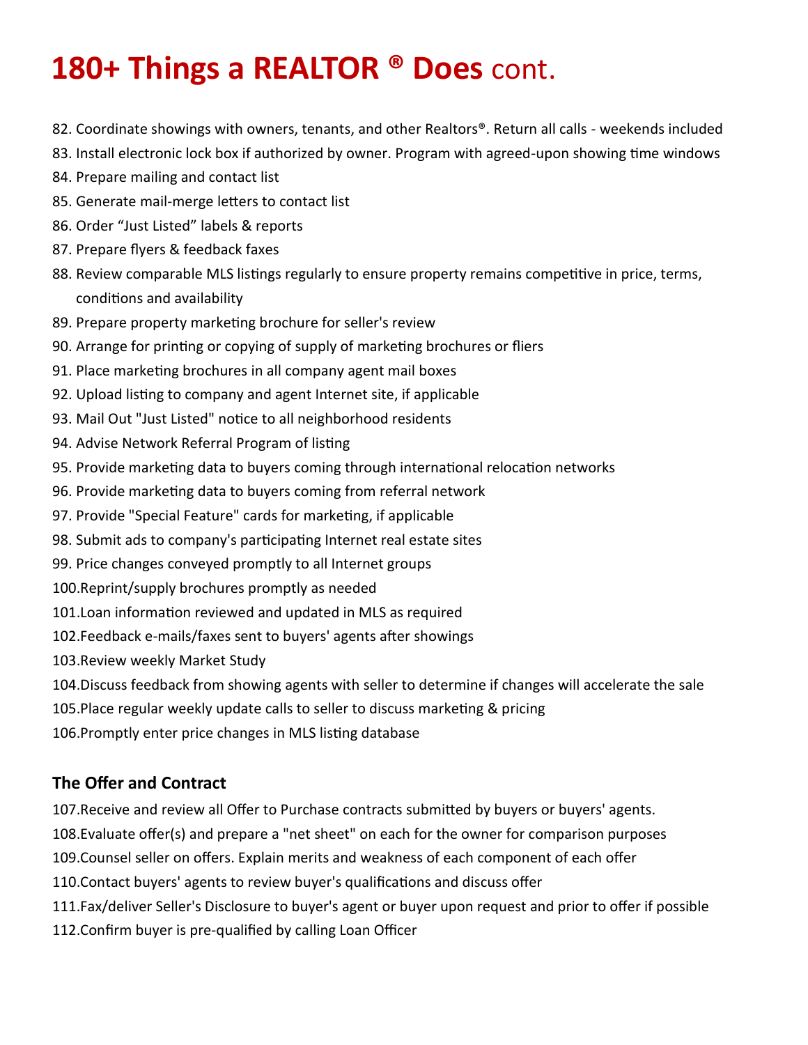# **180+ Things a REALTOR ® Does** cont.

82. Coordinate showings with owners, tenants, and other Realtors®. Return all calls - weekends included
83. Install electronic lock box if authorized by owner. Program with agreed-upon showing time windows
84. Prepare mailing and contact list
85. Generate mail-merge letters to contact list
86. Order "Just Listed" labels & reports
87. Prepare flyers & feedback faxes
88. Review comparable MLS listings regularly to ensure property remains competitive in price, terms, conditions and availability
89. Prepare property marketing brochure for seller's review
90. Arrange for printing or copying of supply of marketing brochures or fliers
91. Place marketing brochures in all company agent mail boxes
92. Upload listing to company and agent Internet site, if applicable
93. Mail Out "Just Listed" notice to all neighborhood residents
94. Advise Network Referral Program of listing
95. Provide marketing data to buyers coming through international relocation networks
96. Provide marketing data to buyers coming from referral network
97. Provide "Special Feature" cards for marketing, if applicable
98. Submit ads to company's participating Internet real estate sites
99. Price changes conveyed promptly to all Internet groups
100. Reprint/supply brochures promptly as needed
101. Loan information reviewed and updated in MLS as required
102. Feedback e-mails/faxes sent to buyers' agents after showings
103. Review weekly Market Study
104. Discuss feedback from showing agents with seller to determine if changes will accelerate the sale
105. Place regular weekly update calls to seller to discuss marketing & pricing
106. Promptly enter price changes in MLS listing database

### The Offer and Contract

107. Receive and review all Offer to Purchase contracts submitted by buyers or buyers' agents.
108. Evaluate offer(s) and prepare a "net sheet" on each for the owner for comparison purposes
109. Counsel seller on offers. Explain merits and weakness of each component of each offer
110. Contact buyers' agents to review buyer's qualifications and discuss offer
111. Fax/deliver Seller's Disclosure to buyer's agent or buyer upon request and prior to offer if possible
112. Confirm buyer is pre-qualified by calling Loan Officer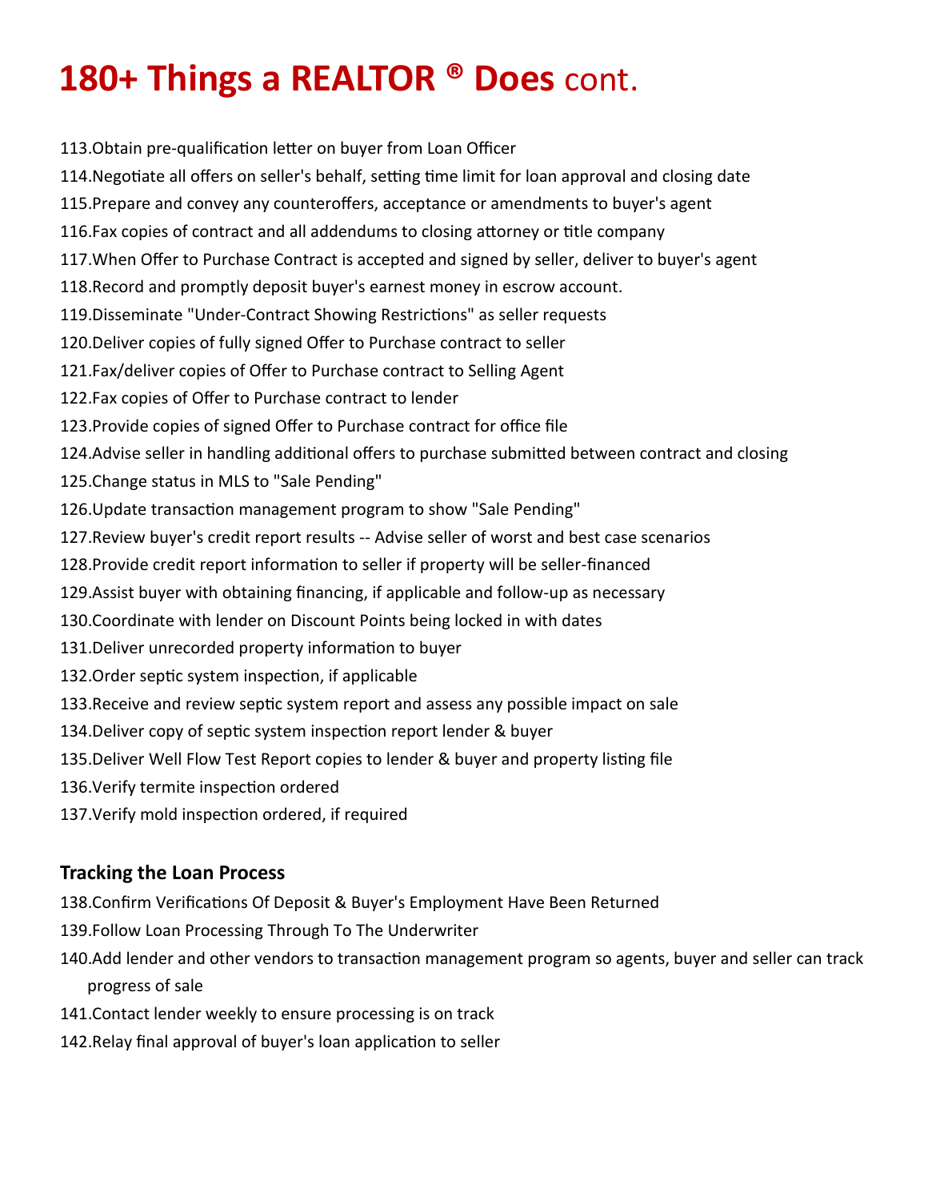# 180+ Things a REALTOR ® Does cont.

113. Obtain pre-qualification letter on buyer from Loan Officer
114. Negotiate all offers on seller's behalf, setting time limit for loan approval and closing date
115. Prepare and convey any counteroffers, acceptance or amendments to buyer's agent
116. Fax copies of contract and all addendums to closing attorney or title company
117. When Offer to Purchase Contract is accepted and signed by seller, deliver to buyer's agent
118. Record and promptly deposit buyer's earnest money in escrow account.
119. Disseminate "Under-Contract Showing Restrictions" as seller requests
120. Deliver copies of fully signed Offer to Purchase contract to seller
121. Fax/deliver copies of Offer to Purchase contract to Selling Agent
122. Fax copies of Offer to Purchase contract to lender
123. Provide copies of signed Offer to Purchase contract for office file
124. Advise seller in handling additional offers to purchase submitted between contract and closing
125. Change status in MLS to "Sale Pending"
126. Update transaction management program to show "Sale Pending"
127. Review buyer's credit report results -- Advise seller of worst and best case scenarios
128. Provide credit report information to seller if property will be seller-financed
129. Assist buyer with obtaining financing, if applicable and follow-up as necessary
130. Coordinate with lender on Discount Points being locked in with dates
131. Deliver unrecorded property information to buyer
132. Order septic system inspection, if applicable
133. Receive and review septic system report and assess any possible impact on sale
134. Deliver copy of septic system inspection report lender & buyer
135. Deliver Well Flow Test Report copies to lender & buyer and property listing file
136. Verify termite inspection ordered
137. Verify mold inspection ordered, if required

### Tracking the Loan Process

138. Confirm Verifications Of Deposit & Buyer's Employment Have Been Returned
139. Follow Loan Processing Through To The Underwriter
140. Add lender and other vendors to transaction management program so agents, buyer and seller can track progress of sale
141. Contact lender weekly to ensure processing is on track
142. Relay final approval of buyer's loan application to seller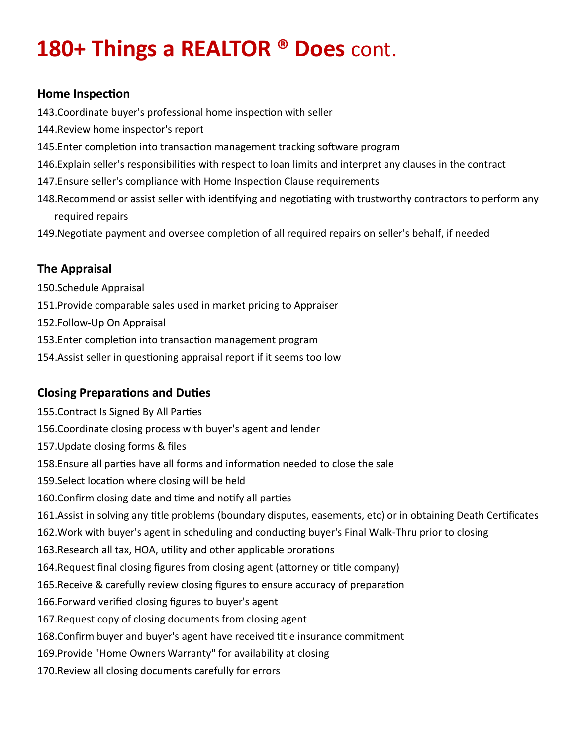# 180+ Things a REALTOR ® Does cont.

### Home Inspection

143. Coordinate buyer's professional home inspection with seller
144. Review home inspector's report
145. Enter completion into transaction management tracking software program
146. Explain seller's responsibilities with respect to loan limits and interpret any clauses in the contract
147. Ensure seller's compliance with Home Inspection Clause requirements
148. Recommend or assist seller with identifying and negotiating with trustworthy contractors to perform any required repairs
149. Negotiate payment and oversee completion of all required repairs on seller's behalf, if needed

### The Appraisal

150. Schedule Appraisal
151. Provide comparable sales used in market pricing to Appraiser
152. Follow-Up On Appraisal
153. Enter completion into transaction management program
154. Assist seller in questioning appraisal report if it seems too low

### Closing Preparations and Duties

155. Contract Is Signed By All Parties
156. Coordinate closing process with buyer's agent and lender
157. Update closing forms & files
158. Ensure all parties have all forms and information needed to close the sale
159. Select location where closing will be held
160. Confirm closing date and time and notify all parties
161. Assist in solving any title problems (boundary disputes, easements, etc) or in obtaining Death Certificates
162. Work with buyer's agent in scheduling and conducting buyer's Final Walk-Thru prior to closing
163. Research all tax, HOA, utility and other applicable prorations
164. Request final closing figures from closing agent (attorney or title company)
165. Receive & carefully review closing figures to ensure accuracy of preparation
166. Forward verified closing figures to buyer's agent
167. Request copy of closing documents from closing agent
168. Confirm buyer and buyer's agent have received title insurance commitment
169. Provide "Home Owners Warranty" for availability at closing
170. Review all closing documents carefully for errors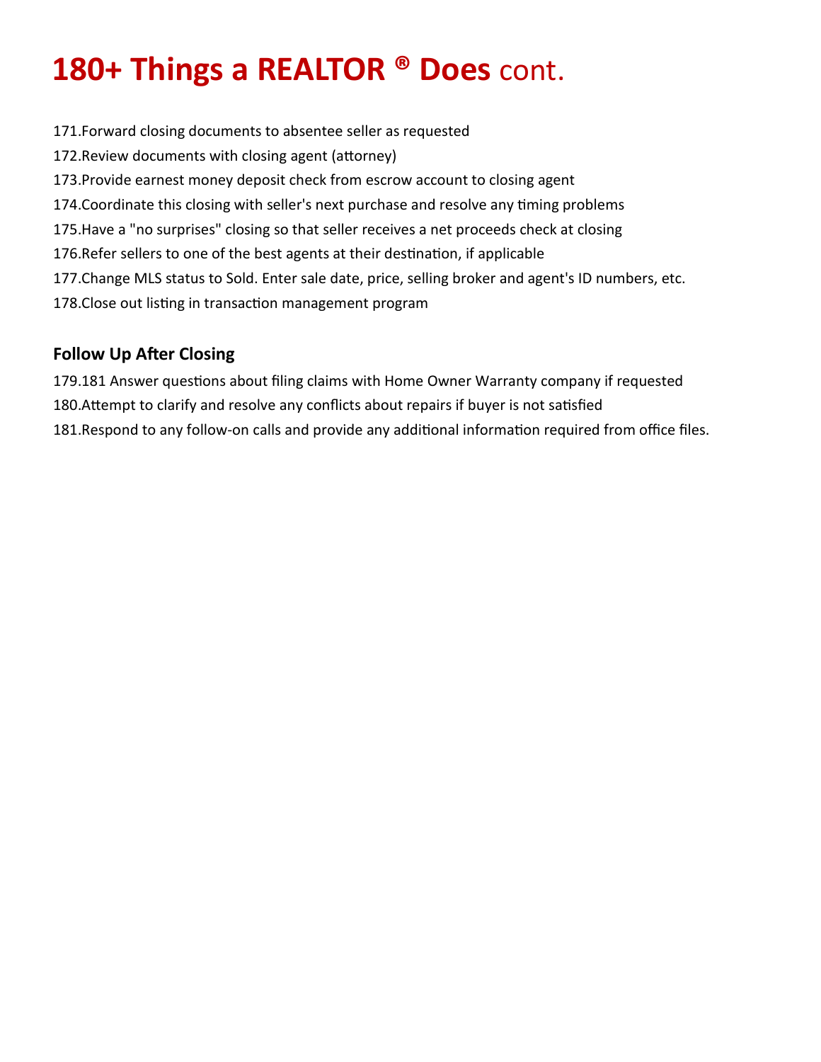# 180+ Things a REALTOR ® Does cont.

171.Forward closing documents to absentee seller as requested

172.Review documents with closing agent (attorney)

173.Provide earnest money deposit check from escrow account to closing agent

174.Coordinate this closing with seller's next purchase and resolve any timing problems

175.Have a "no surprises" closing so that seller receives a net proceeds check at closing

176.Refer sellers to one of the best agents at their destination, if applicable

177.Change MLS status to Sold. Enter sale date, price, selling broker and agent's ID numbers, etc.

178.Close out listing in transaction management program

### Follow Up After Closing

179.181 Answer questions about filing claims with Home Owner Warranty company if requested

180.Attempt to clarify and resolve any conflicts about repairs if buyer is not satisfied

181.Respond to any follow-on calls and provide any additional information required from office files.